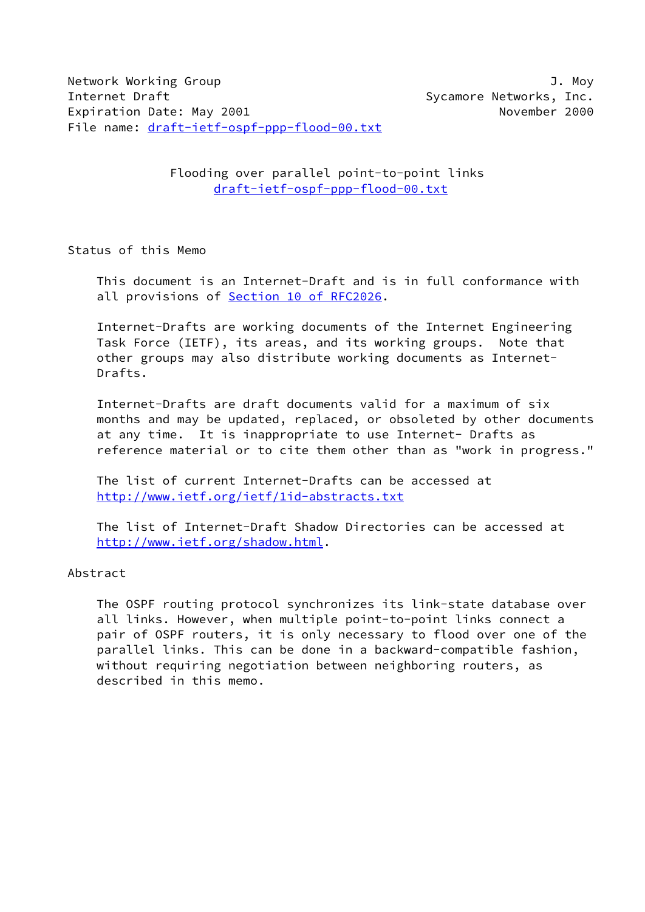Network Working Group J. Moy
Internet Draft Sycamore Networks, Inc.
Expiration Date: May 2001 November 2000
File name: draft-ietf-ospf-ppp-flood-00.txt

# Flooding over parallel point-to-point links

draft-ietf-ospf-ppp-flood-00.txt

## Status of this Memo

This document is an Internet-Draft and is in full conformance with all provisions of Section 10 of RFC2026.

Internet-Drafts are working documents of the Internet Engineering Task Force (IETF), its areas, and its working groups. Note that other groups may also distribute working documents as Internet-Drafts.

Internet-Drafts are draft documents valid for a maximum of six months and may be updated, replaced, or obsoleted by other documents at any time. It is inappropriate to use Internet- Drafts as reference material or to cite them other than as "work in progress."

The list of current Internet-Drafts can be accessed at http://www.ietf.org/ietf/1id-abstracts.txt

The list of Internet-Draft Shadow Directories can be accessed at http://www.ietf.org/shadow.html.

## Abstract

The OSPF routing protocol synchronizes its link-state database over all links. However, when multiple point-to-point links connect a pair of OSPF routers, it is only necessary to flood over one of the parallel links. This can be done in a backward-compatible fashion, without requiring negotiation between neighboring routers, as described in this memo.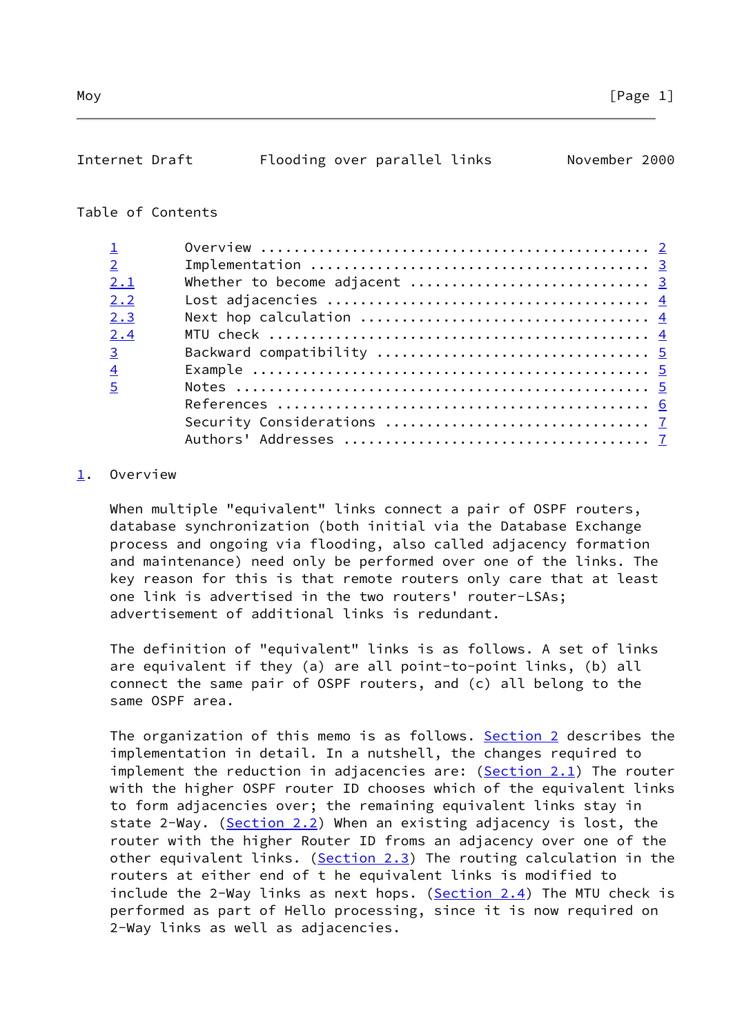Table of Contents

| | | |
|---|---|---|
| 1 | Overview | 2 |
| 2 | Implementation | 3 |
| 2.1 | Whether to become adjacent | 3 |
| 2.2 | Lost adjacencies | 4 |
| 2.3 | Next hop calculation | 4 |
| 2.4 | MTU check | 4 |
| 3 | Backward compatibility | 5 |
| 4 | Example | 5 |
| 5 | Notes | 5 |
| | References | 6 |
| | Security Considerations | 7 |
| | Authors' Addresses | 7 |

# 1. Overview

When multiple "equivalent" links connect a pair of OSPF routers, database synchronization (both initial via the Database Exchange process and ongoing via flooding, also called adjacency formation and maintenance) need only be performed over one of the links. The key reason for this is that remote routers only care that at least one link is advertised in the two routers' router-LSAs; advertisement of additional links is redundant.

The definition of "equivalent" links is as follows. A set of links are equivalent if they (a) are all point-to-point links, (b) all connect the same pair of OSPF routers, and (c) all belong to the same OSPF area.

The organization of this memo is as follows. Section 2 describes the implementation in detail. In a nutshell, the changes required to implement the reduction in adjacencies are: (Section 2.1) The router with the higher OSPF router ID chooses which of the equivalent links to form adjacencies over; the remaining equivalent links stay in state 2-Way. (Section 2.2) When an existing adjacency is lost, the router with the higher Router ID froms an adjacency over one of the other equivalent links. (Section 2.3) The routing calculation in the routers at either end of t he equivalent links is modified to include the 2-Way links as next hops. (Section 2.4) The MTU check is performed as part of Hello processing, since it is now required on 2-Way links as well as adjacencies.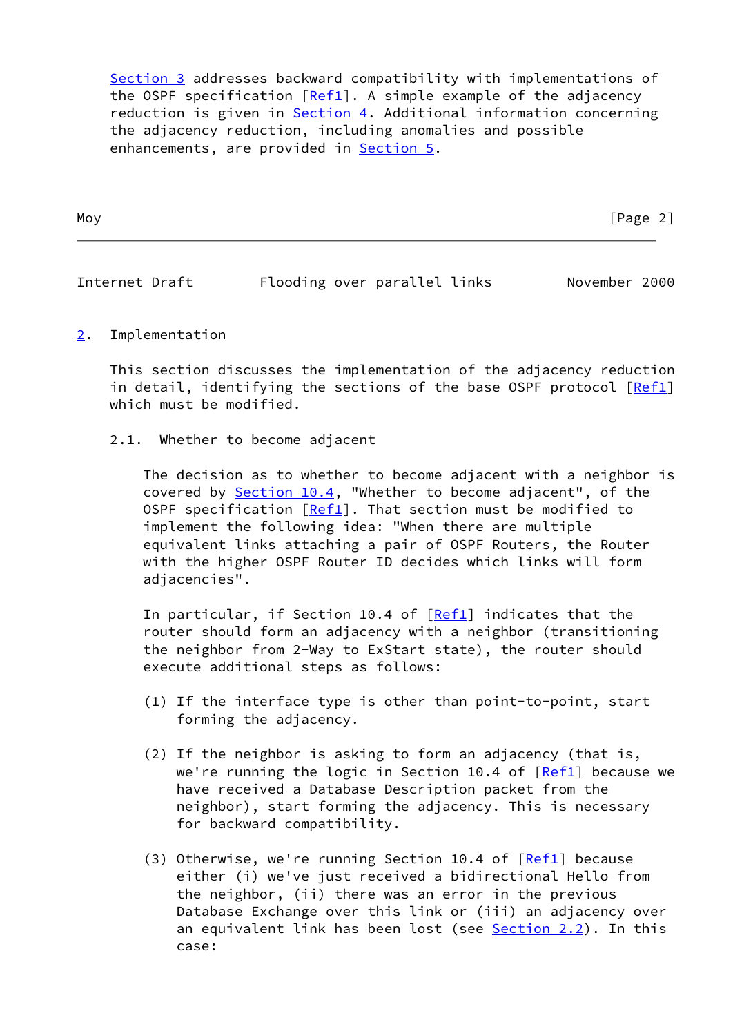Section 3 addresses backward compatibility with implementations of the OSPF specification [Ref1]. A simple example of the adjacency reduction is given in Section 4. Additional information concerning the adjacency reduction, including anomalies and possible enhancements, are provided in Section 5.

## 2. Implementation

This section discusses the implementation of the adjacency reduction in detail, identifying the sections of the base OSPF protocol [Ref1] which must be modified.

### 2.1. Whether to become adjacent

The decision as to whether to become adjacent with a neighbor is covered by Section 10.4, "Whether to become adjacent", of the OSPF specification [Ref1]. That section must be modified to implement the following idea: "When there are multiple equivalent links attaching a pair of OSPF Routers, the Router with the higher OSPF Router ID decides which links will form adjacencies".

In particular, if Section 10.4 of [Ref1] indicates that the router should form an adjacency with a neighbor (transitioning the neighbor from 2-Way to ExStart state), the router should execute additional steps as follows:

(1) If the interface type is other than point-to-point, start forming the adjacency.

(2) If the neighbor is asking to form an adjacency (that is, we're running the logic in Section 10.4 of [Ref1] because we have received a Database Description packet from the neighbor), start forming the adjacency. This is necessary for backward compatibility.

(3) Otherwise, we're running Section 10.4 of [Ref1] because either (i) we've just received a bidirectional Hello from the neighbor, (ii) there was an error in the previous Database Exchange over this link or (iii) an adjacency over an equivalent link has been lost (see Section 2.2). In this case: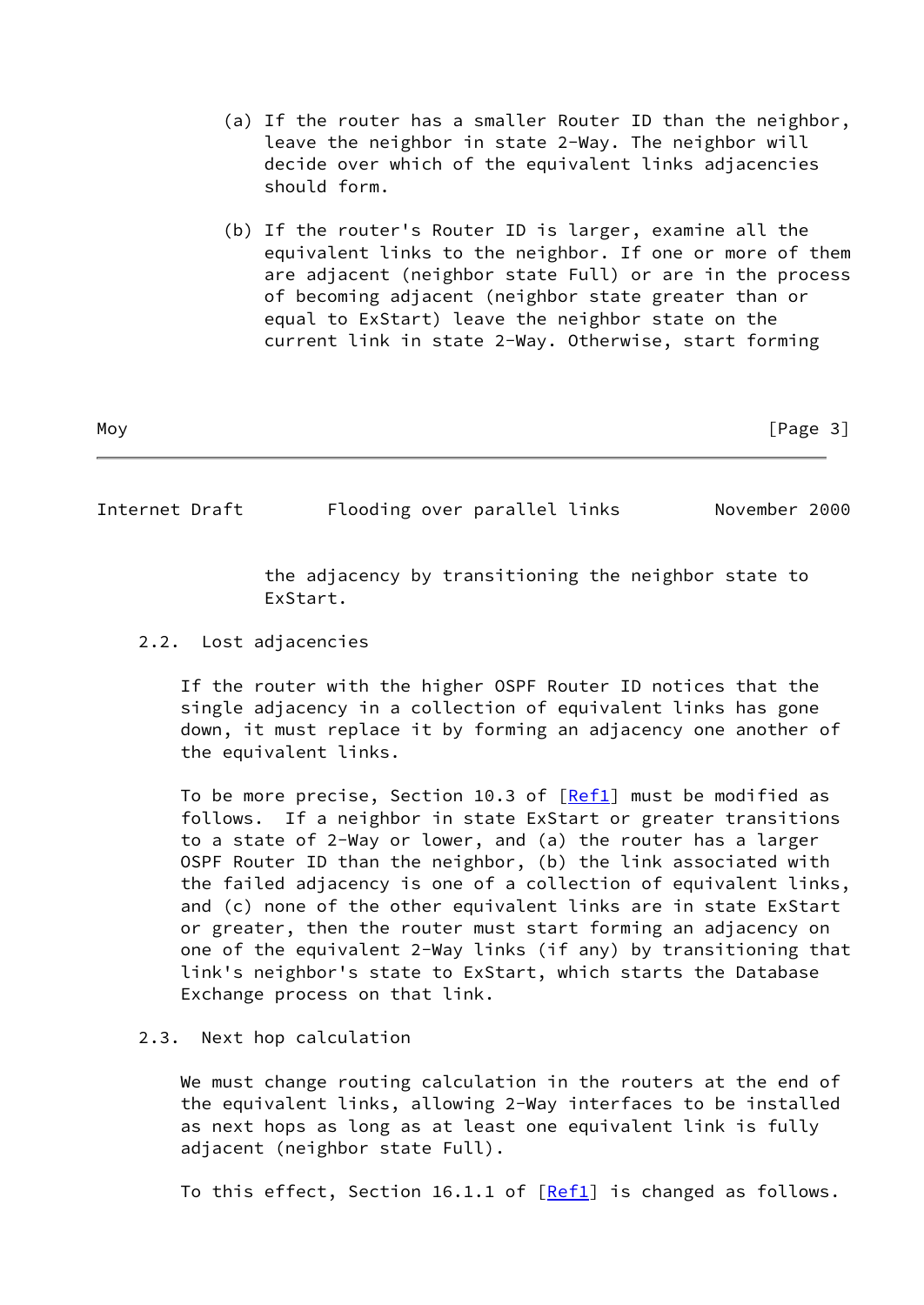(a) If the router has a smaller Router ID than the neighbor, leave the neighbor in state 2-Way. The neighbor will decide over which of the equivalent links adjacencies should form.

(b) If the router's Router ID is larger, examine all the equivalent links to the neighbor. If one or more of them are adjacent (neighbor state Full) or are in the process of becoming adjacent (neighbor state greater than or equal to ExStart) leave the neighbor state on the current link in state 2-Way. Otherwise, start forming the adjacency by transitioning the neighbor state to ExStart.

### 2.2. Lost adjacencies

If the router with the higher OSPF Router ID notices that the single adjacency in a collection of equivalent links has gone down, it must replace it by forming an adjacency one another of the equivalent links.

To be more precise, Section 10.3 of [Ref1] must be modified as follows. If a neighbor in state ExStart or greater transitions to a state of 2-Way or lower, and (a) the router has a larger OSPF Router ID than the neighbor, (b) the link associated with the failed adjacency is one of a collection of equivalent links, and (c) none of the other equivalent links are in state ExStart or greater, then the router must start forming an adjacency on one of the equivalent 2-Way links (if any) by transitioning that link's neighbor's state to ExStart, which starts the Database Exchange process on that link.

### 2.3. Next hop calculation

We must change routing calculation in the routers at the end of the equivalent links, allowing 2-Way interfaces to be installed as next hops as long as at least one equivalent link is fully adjacent (neighbor state Full).

To this effect, Section 16.1.1 of [Ref1] is changed as follows.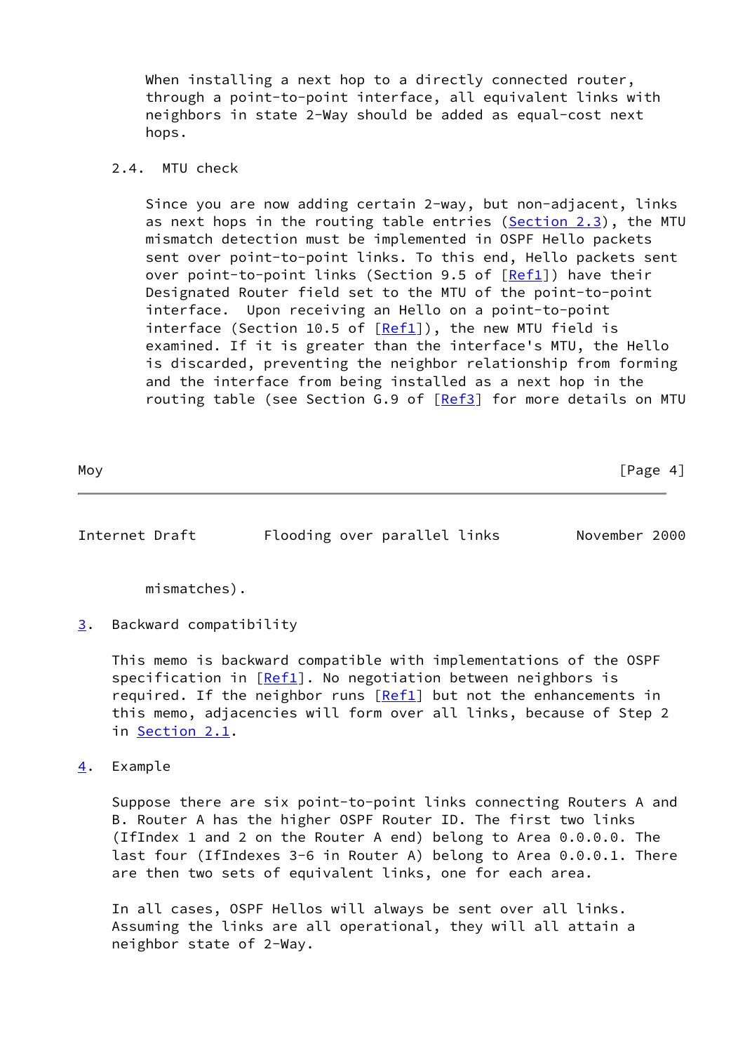When installing a next hop to a directly connected router, through a point-to-point interface, all equivalent links with neighbors in state 2-Way should be added as equal-cost next hops.

### 2.4. MTU check

Since you are now adding certain 2-way, but non-adjacent, links as next hops in the routing table entries (Section 2.3), the MTU mismatch detection must be implemented in OSPF Hello packets sent over point-to-point links. To this end, Hello packets sent over point-to-point links (Section 9.5 of [Ref1]) have their Designated Router field set to the MTU of the point-to-point interface. Upon receiving an Hello on a point-to-point interface (Section 10.5 of [Ref1]), the new MTU field is examined. If it is greater than the interface's MTU, the Hello is discarded, preventing the neighbor relationship from forming and the interface from being installed as a next hop in the routing table (see Section G.9 of [Ref3] for more details on MTU mismatches).

## 3. Backward compatibility

This memo is backward compatible with implementations of the OSPF specification in [Ref1]. No negotiation between neighbors is required. If the neighbor runs [Ref1] but not the enhancements in this memo, adjacencies will form over all links, because of Step 2 in Section 2.1.

## 4. Example

Suppose there are six point-to-point links connecting Routers A and B. Router A has the higher OSPF Router ID. The first two links (IfIndex 1 and 2 on the Router A end) belong to Area 0.0.0.0. The last four (IfIndexes 3-6 in Router A) belong to Area 0.0.0.1. There are then two sets of equivalent links, one for each area.

In all cases, OSPF Hellos will always be sent over all links. Assuming the links are all operational, they will all attain a neighbor state of 2-Way.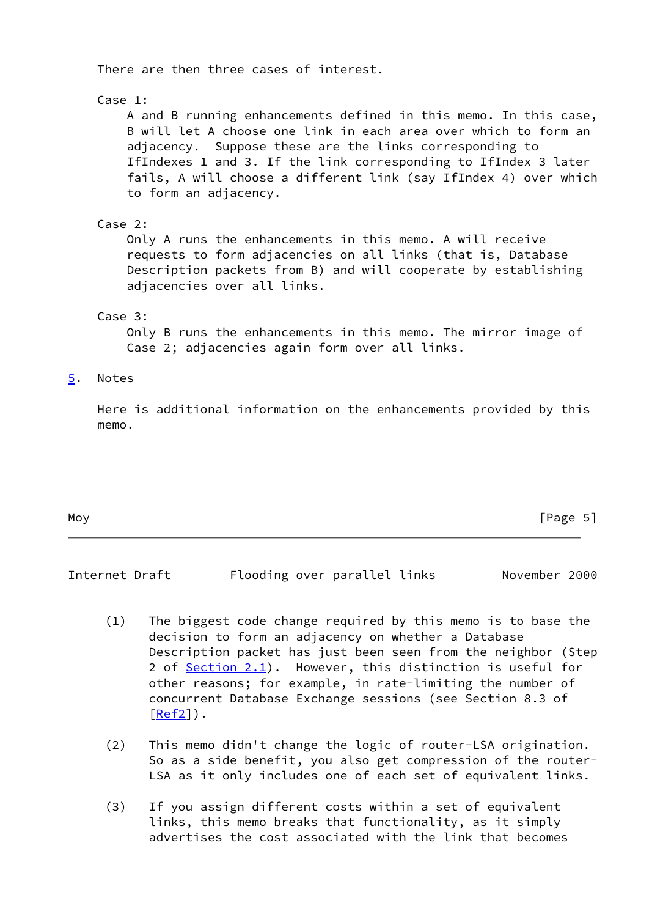There are then three cases of interest.

Case 1:
A and B running enhancements defined in this memo. In this case, B will let A choose one link in each area over which to form an adjacency. Suppose these are the links corresponding to IfIndexes 1 and 3. If the link corresponding to IfIndex 3 later fails, A will choose a different link (say IfIndex 4) over which to form an adjacency.

Case 2:
Only A runs the enhancements in this memo. A will receive requests to form adjacencies on all links (that is, Database Description packets from B) and will cooperate by establishing adjacencies over all links.

Case 3:
Only B runs the enhancements in this memo. The mirror image of Case 2; adjacencies again form over all links.

## 5. Notes

Here is additional information on the enhancements provided by this memo.

(1) The biggest code change required by this memo is to base the decision to form an adjacency on whether a Database Description packet has just been seen from the neighbor (Step 2 of Section 2.1). However, this distinction is useful for other reasons; for example, in rate-limiting the number of concurrent Database Exchange sessions (see Section 8.3 of [Ref2]).

(2) This memo didn't change the logic of router-LSA origination. So as a side benefit, you also get compression of the router-LSA as it only includes one of each set of equivalent links.

(3) If you assign different costs within a set of equivalent links, this memo breaks that functionality, as it simply advertises the cost associated with the link that becomes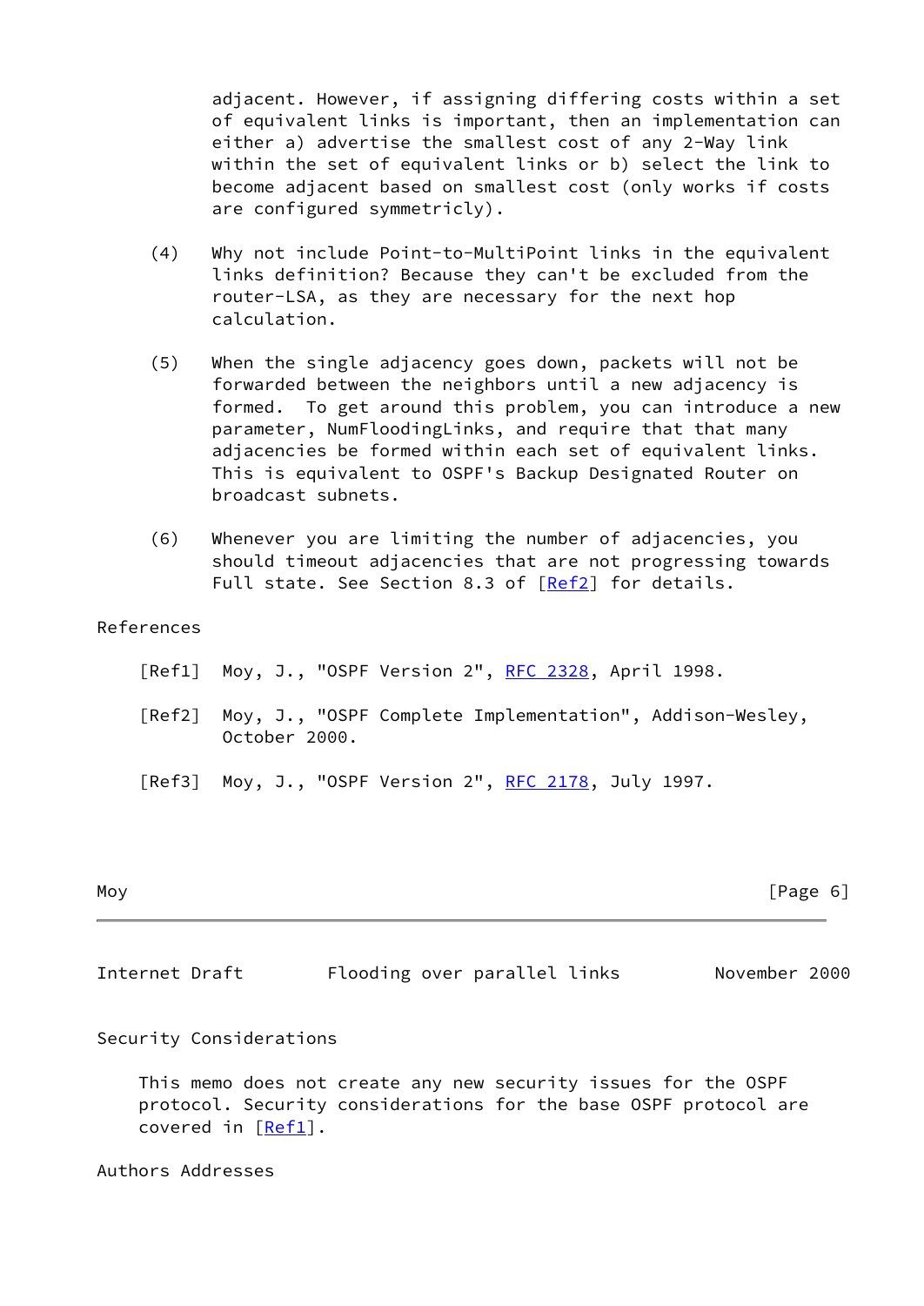adjacent. However, if assigning differing costs within a set of equivalent links is important, then an implementation can either a) advertise the smallest cost of any 2-Way link within the set of equivalent links or b) select the link to become adjacent based on smallest cost (only works if costs are configured symmetricly).

(4) Why not include Point-to-MultiPoint links in the equivalent links definition? Because they can't be excluded from the router-LSA, as they are necessary for the next hop calculation.

(5) When the single adjacency goes down, packets will not be forwarded between the neighbors until a new adjacency is formed. To get around this problem, you can introduce a new parameter, NumFloodingLinks, and require that that many adjacencies be formed within each set of equivalent links. This is equivalent to OSPF's Backup Designated Router on broadcast subnets.

(6) Whenever you are limiting the number of adjacencies, you should timeout adjacencies that are not progressing towards Full state. See Section 8.3 of [Ref2] for details.

## References

[Ref1] Moy, J., "OSPF Version 2", RFC 2328, April 1998.

[Ref2] Moy, J., "OSPF Complete Implementation", Addison-Wesley, October 2000.

[Ref3] Moy, J., "OSPF Version 2", RFC 2178, July 1997.

## Security Considerations

This memo does not create any new security issues for the OSPF protocol. Security considerations for the base OSPF protocol are covered in [Ref1].

## Authors Addresses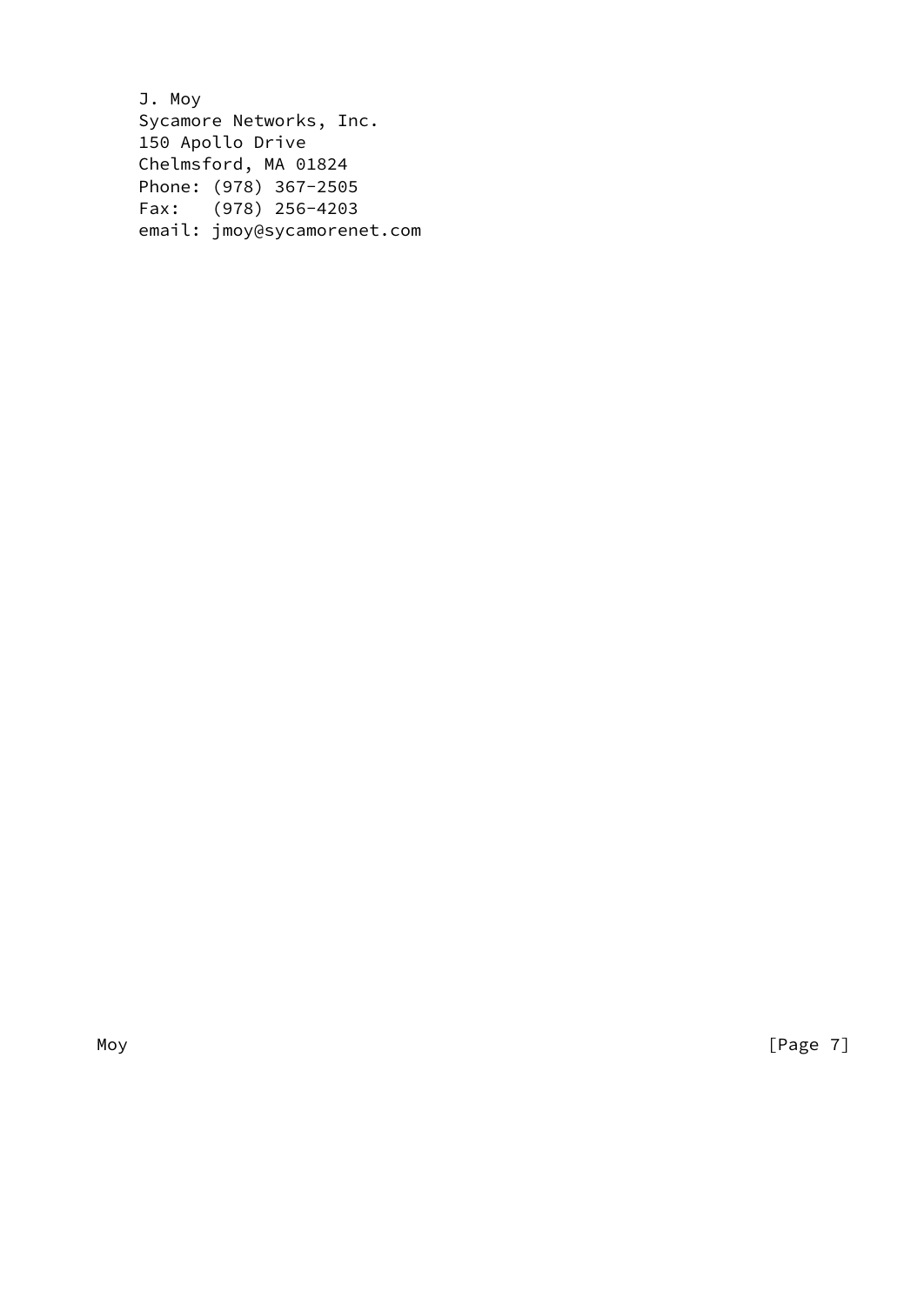J. Moy
Sycamore Networks, Inc.
150 Apollo Drive
Chelmsford, MA 01824
Phone: (978) 367-2505
Fax:   (978) 256-4203
email: jmoy@sycamorenet.com